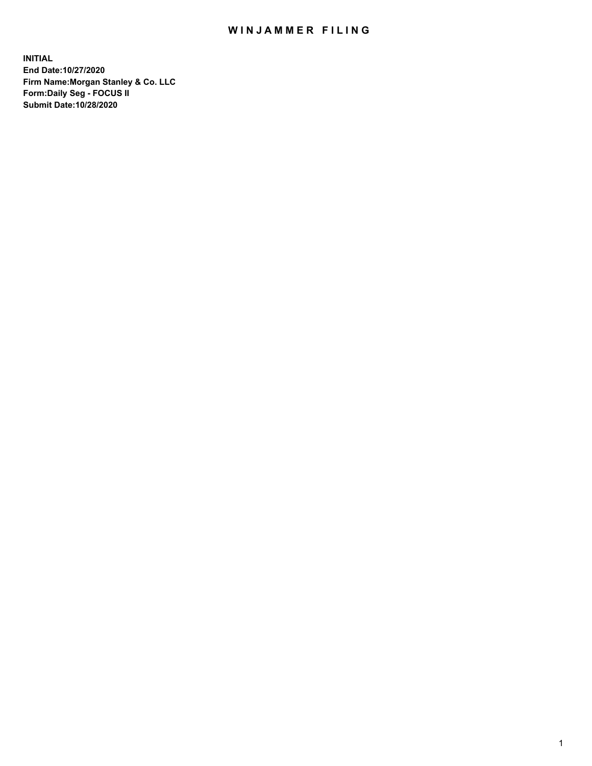# WINJAMMER FILING

**INITIAL**
**End Date:10/27/2020**
**Firm Name:Morgan Stanley & Co. LLC**
**Form:Daily Seg - FOCUS II**
**Submit Date:10/28/2020**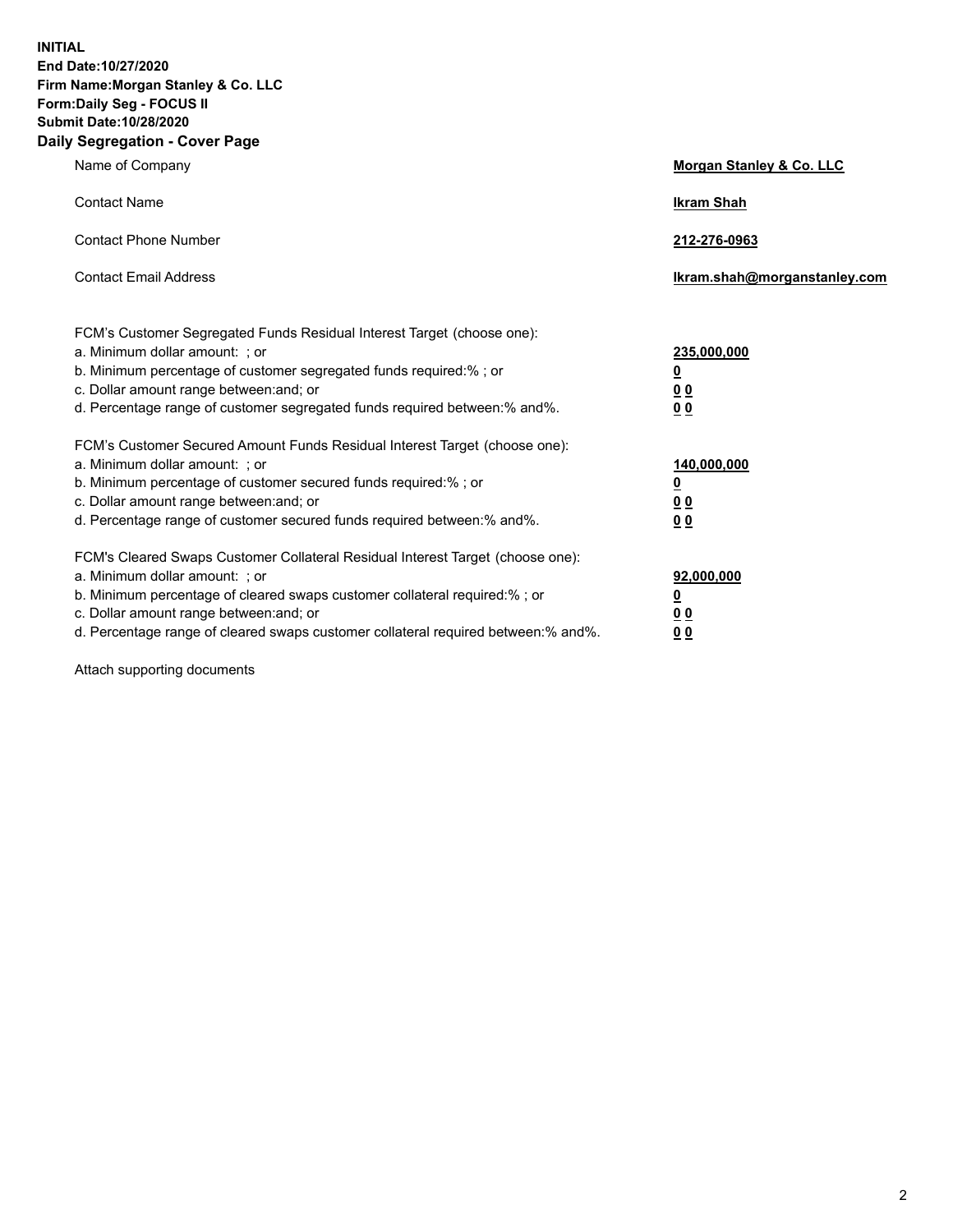**INITIAL**
**End Date:10/27/2020**
**Firm Name:Morgan Stanley & Co. LLC**
**Form:Daily Seg - FOCUS II**
**Submit Date:10/28/2020**
**Daily Segregation - Cover Page**

| | |
|---|---|
| Name of Company | **Morgan Stanley & Co. LLC** |
| Contact Name | **Ikram Shah** |
| Contact Phone Number | **212-276-0963** |
| Contact Email Address | **Ikram.shah@morganstanley.com** |

FCM's Customer Segregated Funds Residual Interest Target (choose one):

| | |
|---|---|
| a. Minimum dollar amount: ; or | **235,000,000** |
| b. Minimum percentage of customer segregated funds required:% ; or | **0** |
| c. Dollar amount range between:and; or | **0 0** |
| d. Percentage range of customer segregated funds required between:% and%. | **0 0** |

FCM's Customer Secured Amount Funds Residual Interest Target (choose one):

| | |
|---|---|
| a. Minimum dollar amount: ; or | **140,000,000** |
| b. Minimum percentage of customer secured funds required:% ; or | **0** |
| c. Dollar amount range between:and; or | **0 0** |
| d. Percentage range of customer secured funds required between:% and%. | **0 0** |

FCM's Cleared Swaps Customer Collateral Residual Interest Target (choose one):

| | |
|---|---|
| a. Minimum dollar amount: ; or | **92,000,000** |
| b. Minimum percentage of cleared swaps customer collateral required:% ; or | **0** |
| c. Dollar amount range between:and; or | **0 0** |
| d. Percentage range of cleared swaps customer collateral required between:% and%. | **0 0** |

Attach supporting documents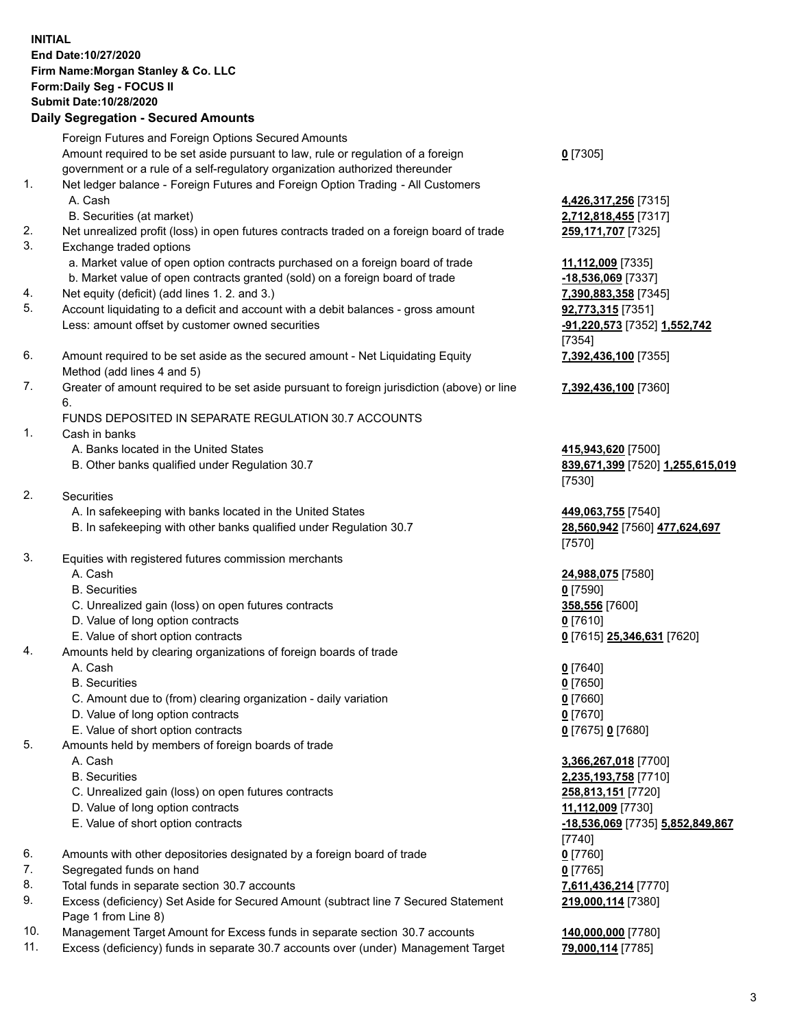**INITIAL**
**End Date:10/27/2020**
**Firm Name:Morgan Stanley & Co. LLC**
**Form:Daily Seg - FOCUS II**
**Submit Date:10/28/2020**

## Daily Segregation - Secured Amounts

| | | |
|---|---|---|
| | Foreign Futures and Foreign Options Secured Amounts | |
| | Amount required to be set aside pursuant to law, rule or regulation of a foreign government or a rule of a self-regulatory organization authorized thereunder | **0** [7305] |
| 1. | Net ledger balance - Foreign Futures and Foreign Option Trading - All Customers | |
| | A. Cash | **4,426,317,256** [7315] |
| | B. Securities (at market) | **2,712,818,455** [7317] |
| 2. | Net unrealized profit (loss) in open futures contracts traded on a foreign board of trade | **259,171,707** [7325] |
| 3. | Exchange traded options | |
| | a. Market value of open option contracts purchased on a foreign board of trade | **11,112,009** [7335] |
| | b. Market value of open contracts granted (sold) on a foreign board of trade | **-18,536,069** [7337] |
| 4. | Net equity (deficit) (add lines 1. 2. and 3.) | **7,390,883,358** [7345] |
| 5. | Account liquidating to a deficit and account with a debit balances - gross amount | **92,773,315** [7351] |
| | Less: amount offset by customer owned securities | **-91,220,573** [7352] **1,552,742** [7354] |
| 6. | Amount required to be set aside as the secured amount - Net Liquidating Equity Method (add lines 4 and 5) | **7,392,436,100** [7355] |
| 7. | Greater of amount required to be set aside pursuant to foreign jurisdiction (above) or line 6. | **7,392,436,100** [7360] |
| | FUNDS DEPOSITED IN SEPARATE REGULATION 30.7 ACCOUNTS | |
| 1. | Cash in banks | |
| | A. Banks located in the United States | **415,943,620** [7500] |
| | B. Other banks qualified under Regulation 30.7 | **839,671,399** [7520] **1,255,615,019** [7530] |
| 2. | Securities | |
| | A. In safekeeping with banks located in the United States | **449,063,755** [7540] |
| | B. In safekeeping with other banks qualified under Regulation 30.7 | **28,560,942** [7560] **477,624,697** [7570] |
| 3. | Equities with registered futures commission merchants | |
| | A. Cash | **24,988,075** [7580] |
| | B. Securities | **0** [7590] |
| | C. Unrealized gain (loss) on open futures contracts | **358,556** [7600] |
| | D. Value of long option contracts | **0** [7610] |
| | E. Value of short option contracts | **0** [7615] **25,346,631** [7620] |
| 4. | Amounts held by clearing organizations of foreign boards of trade | |
| | A. Cash | **0** [7640] |
| | B. Securities | **0** [7650] |
| | C. Amount due to (from) clearing organization - daily variation | **0** [7660] |
| | D. Value of long option contracts | **0** [7670] |
| | E. Value of short option contracts | **0** [7675] **0** [7680] |
| 5. | Amounts held by members of foreign boards of trade | |
| | A. Cash | **3,366,267,018** [7700] |
| | B. Securities | **2,235,193,758** [7710] |
| | C. Unrealized gain (loss) on open futures contracts | **258,813,151** [7720] |
| | D. Value of long option contracts | **11,112,009** [7730] |
| | E. Value of short option contracts | **-18,536,069** [7735] **5,852,849,867** [7740] |
| 6. | Amounts with other depositories designated by a foreign board of trade | **0** [7760] |
| 7. | Segregated funds on hand | **0** [7765] |
| 8. | Total funds in separate section 30.7 accounts | **7,611,436,214** [7770] |
| 9. | Excess (deficiency) Set Aside for Secured Amount (subtract line 7 Secured Statement Page 1 from Line 8) | **219,000,114** [7380] |
| 10. | Management Target Amount for Excess funds in separate section 30.7 accounts | **140,000,000** [7780] |
| 11. | Excess (deficiency) funds in separate 30.7 accounts over (under) Management Target | **79,000,114** [7785] |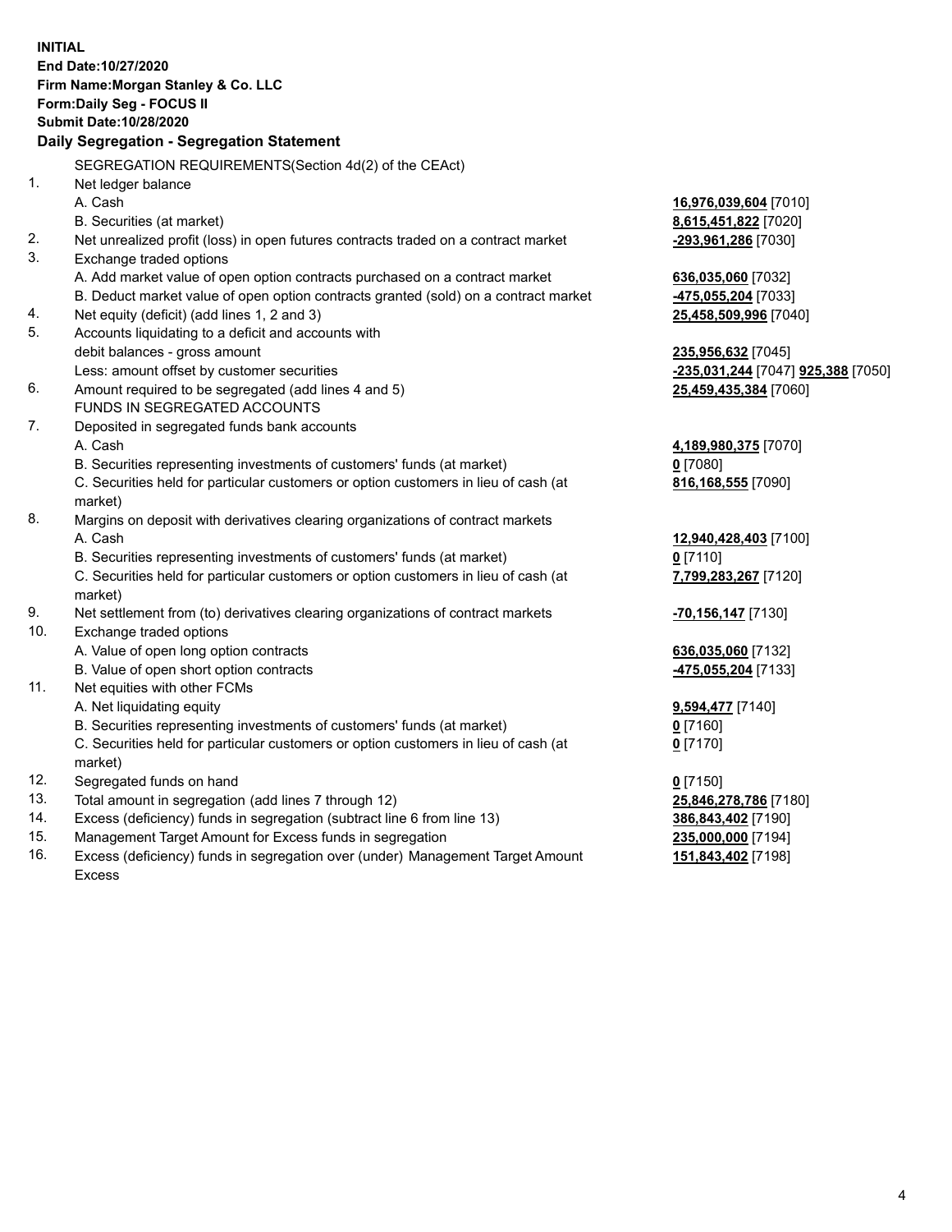**INITIAL**
**End Date:10/27/2020**
**Firm Name:Morgan Stanley & Co. LLC**
**Form:Daily Seg - FOCUS II**
**Submit Date:10/28/2020**

**Daily Segregation - Segregation Statement**

| | | |
|---|---|---|
| | SEGREGATION REQUIREMENTS(Section 4d(2) of the CEAct) | |
| 1. | Net ledger balance | |
| | A. Cash | **16,976,039,604** [7010] |
| | B. Securities (at market) | **8,615,451,822** [7020] |
| 2. | Net unrealized profit (loss) in open futures contracts traded on a contract market | **-293,961,286** [7030] |
| 3. | Exchange traded options | |
| | A. Add market value of open option contracts purchased on a contract market | **636,035,060** [7032] |
| | B. Deduct market value of open option contracts granted (sold) on a contract market | **-475,055,204** [7033] |
| 4. | Net equity (deficit) (add lines 1, 2 and 3) | **25,458,509,996** [7040] |
| 5. | Accounts liquidating to a deficit and accounts with debit balances - gross amount | **235,956,632** [7045] |
| | Less: amount offset by customer securities | **-235,031,244** [7047] **925,388** [7050] |
| 6. | Amount required to be segregated (add lines 4 and 5) | **25,459,435,384** [7060] |
| | FUNDS IN SEGREGATED ACCOUNTS | |
| 7. | Deposited in segregated funds bank accounts | |
| | A. Cash | **4,189,980,375** [7070] |
| | B. Securities representing investments of customers' funds (at market) | **0** [7080] |
| | C. Securities held for particular customers or option customers in lieu of cash (at market) | **816,168,555** [7090] |
| 8. | Margins on deposit with derivatives clearing organizations of contract markets | |
| | A. Cash | **12,940,428,403** [7100] |
| | B. Securities representing investments of customers' funds (at market) | **0** [7110] |
| | C. Securities held for particular customers or option customers in lieu of cash (at market) | **7,799,283,267** [7120] |
| 9. | Net settlement from (to) derivatives clearing organizations of contract markets | **-70,156,147** [7130] |
| 10. | Exchange traded options | |
| | A. Value of open long option contracts | **636,035,060** [7132] |
| | B. Value of open short option contracts | **-475,055,204** [7133] |
| 11. | Net equities with other FCMs | |
| | A. Net liquidating equity | **9,594,477** [7140] |
| | B. Securities representing investments of customers' funds (at market) | **0** [7160] |
| | C. Securities held for particular customers or option customers in lieu of cash (at market) | **0** [7170] |
| 12. | Segregated funds on hand | **0** [7150] |
| 13. | Total amount in segregation (add lines 7 through 12) | **25,846,278,786** [7180] |
| 14. | Excess (deficiency) funds in segregation (subtract line 6 from line 13) | **386,843,402** [7190] |
| 15. | Management Target Amount for Excess funds in segregation | **235,000,000** [7194] |
| 16. | Excess (deficiency) funds in segregation over (under) Management Target Amount Excess | **151,843,402** [7198] |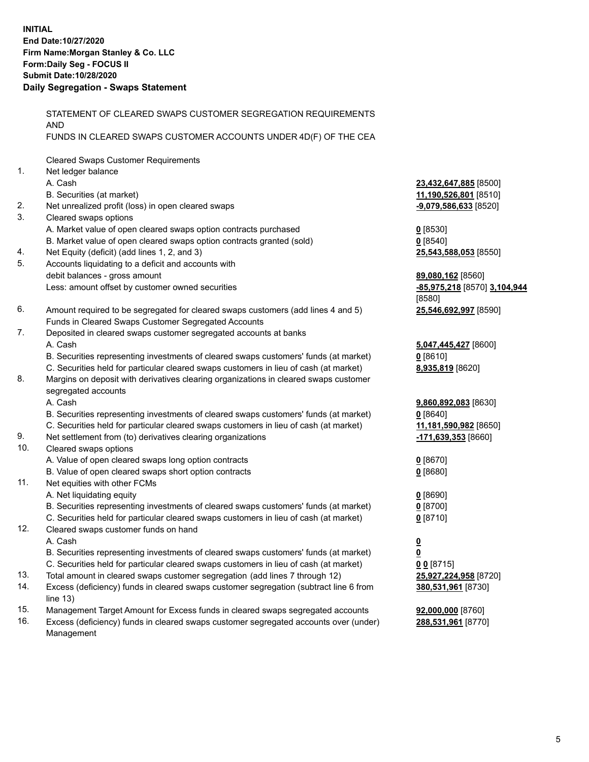**INITIAL**
**End Date:10/27/2020**
**Firm Name:Morgan Stanley & Co. LLC**
**Form:Daily Seg - FOCUS II**
**Submit Date:10/28/2020**
**Daily Segregation - Swaps Statement**

STATEMENT OF CLEARED SWAPS CUSTOMER SEGREGATION REQUIREMENTS AND FUNDS IN CLEARED SWAPS CUSTOMER ACCOUNTS UNDER 4D(F) OF THE CEA

| | | |
|---|---|---|
| | Cleared Swaps Customer Requirements | |
| 1. | Net ledger balance | |
| | A. Cash | **23,432,647,885** [8500] |
| | B. Securities (at market) | **11,190,526,801** [8510] |
| 2. | Net unrealized profit (loss) in open cleared swaps | **-9,079,586,633** [8520] |
| 3. | Cleared swaps options | |
| | A. Market value of open cleared swaps option contracts purchased | **0** [8530] |
| | B. Market value of open cleared swaps option contracts granted (sold) | **0** [8540] |
| 4. | Net Equity (deficit) (add lines 1, 2, and 3) | **25,543,588,053** [8550] |
| 5. | Accounts liquidating to a deficit and accounts with debit balances - gross amount | **89,080,162** [8560] |
| | Less: amount offset by customer owned securities | **-85,975,218** [8570] **3,104,944** [8580] |
| 6. | Amount required to be segregated for cleared swaps customers (add lines 4 and 5) | **25,546,692,997** [8590] |
| | Funds in Cleared Swaps Customer Segregated Accounts | |
| 7. | Deposited in cleared swaps customer segregated accounts at banks | |
| | A. Cash | **5,047,445,427** [8600] |
| | B. Securities representing investments of cleared swaps customers' funds (at market) | **0** [8610] |
| | C. Securities held for particular cleared swaps customers in lieu of cash (at market) | **8,935,819** [8620] |
| 8. | Margins on deposit with derivatives clearing organizations in cleared swaps customer segregated accounts | |
| | A. Cash | **9,860,892,083** [8630] |
| | B. Securities representing investments of cleared swaps customers' funds (at market) | **0** [8640] |
| | C. Securities held for particular cleared swaps customers in lieu of cash (at market) | **11,181,590,982** [8650] |
| 9. | Net settlement from (to) derivatives clearing organizations | **-171,639,353** [8660] |
| 10. | Cleared swaps options | |
| | A. Value of open cleared swaps long option contracts | **0** [8670] |
| | B. Value of open cleared swaps short option contracts | **0** [8680] |
| 11. | Net equities with other FCMs | |
| | A. Net liquidating equity | **0** [8690] |
| | B. Securities representing investments of cleared swaps customers' funds (at market) | **0** [8700] |
| | C. Securities held for particular cleared swaps customers in lieu of cash (at market) | **0** [8710] |
| 12. | Cleared swaps customer funds on hand | |
| | A. Cash | **0** |
| | B. Securities representing investments of cleared swaps customers' funds (at market) | **0** |
| | C. Securities held for particular cleared swaps customers in lieu of cash (at market) | **0** **0** [8715] |
| 13. | Total amount in cleared swaps customer segregation (add lines 7 through 12) | **25,927,224,958** [8720] |
| 14. | Excess (deficiency) funds in cleared swaps customer segregation (subtract line 6 from line 13) | **380,531,961** [8730] |
| 15. | Management Target Amount for Excess funds in cleared swaps segregated accounts | **92,000,000** [8760] |
| 16. | Excess (deficiency) funds in cleared swaps customer segregated accounts over (under) Management | **288,531,961** [8770] |